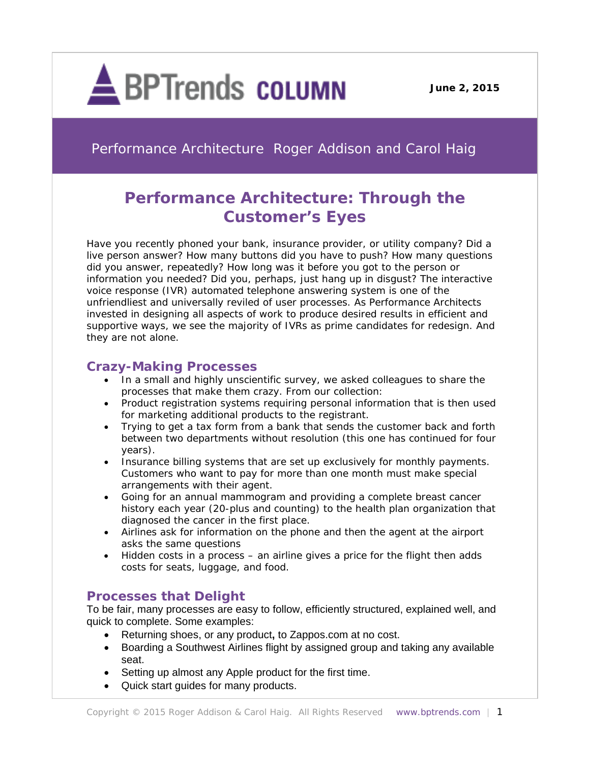BPTrends COLUMN

June 2, 2015

Performance Architecture Roger Addison and Carol Haig

# Performance Architecture: Through the Customer's Eyes

Have you recently phoned your bank, insurance provider, or utility company? Did a live person answer? How many buttons did you have to push? How many questions did you answer, repeatedly? How long was it before you got to the person or information you needed? Did you, perhaps, just hang up in disgust? The interactive voice response (IVR) automated telephone answering system is one of the unfriendliest and universally reviled of user processes. As Performance Architects invested in designing all aspects of work to produce desired results in efficient and supportive ways, we see the majority of IVRs as prime candidates for redesign. And they are not alone.

## Crazy-Making Processes

- In a small and highly unscientific survey, we asked colleagues to share the processes that make them crazy. From our collection:
- Product registration systems requiring personal information that is then used for marketing additional products to the registrant.
- Trying to get a tax form from a bank that sends the customer back and forth between two departments without resolution (this one has continued for four years).
- Insurance billing systems that are set up exclusively for monthly payments. Customers who want to pay for more than one month must make special arrangements with their agent.
- Going for an annual mammogram and providing a complete breast cancer history each year (20-plus and counting) to the health plan organization that diagnosed the cancer in the first place.
- Airlines ask for information on the phone and then the agent at the airport asks the same questions
- Hidden costs in a process – an airline gives a price for the flight then adds costs for seats, luggage, and food.

## Processes that Delight

To be fair, many processes are easy to follow, efficiently structured, explained well, and quick to complete. Some examples:

- Returning shoes, or any product**,** to Zappos.com at no cost.
- Boarding a Southwest Airlines flight by assigned group and taking any available seat.
- Setting up almost any Apple product for the first time.
- Quick start guides for many products.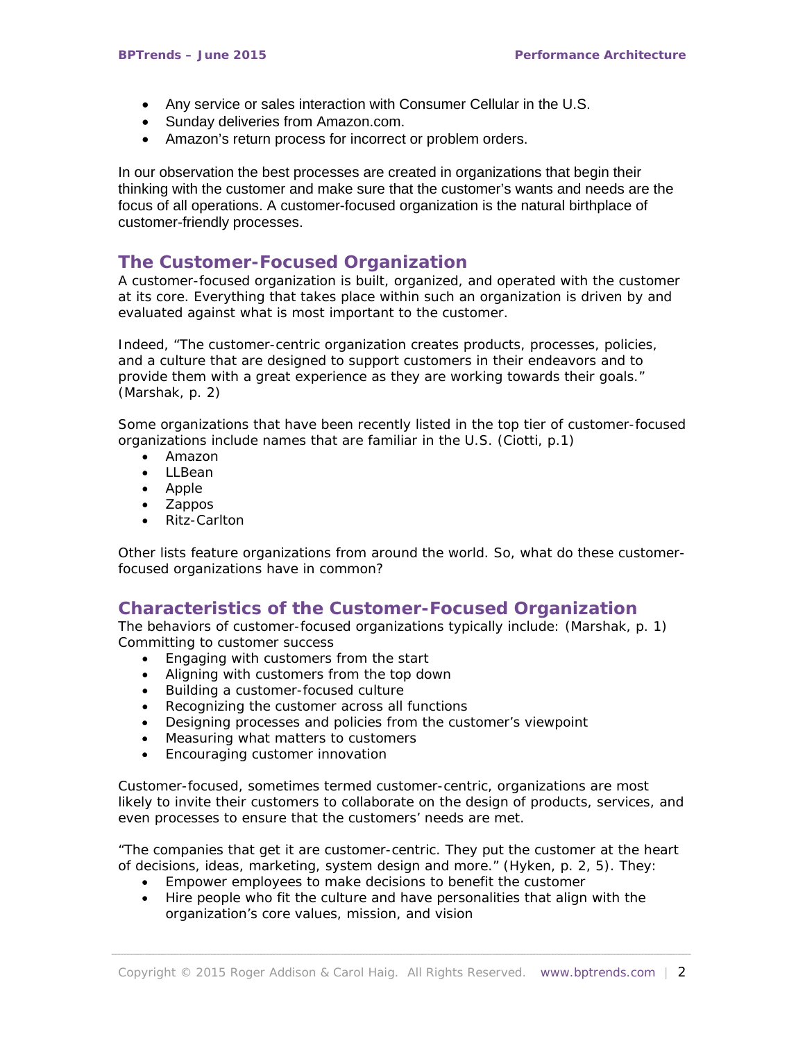- Any service or sales interaction with Consumer Cellular in the U.S.
- Sunday deliveries from Amazon.com.
- Amazon's return process for incorrect or problem orders.

In our observation the best processes are created in organizations that begin their thinking with the customer and make sure that the customer's wants and needs are the focus of all operations. A customer-focused organization is the natural birthplace of customer-friendly processes.

## The Customer-Focused Organization

A customer-focused organization is built, organized, and operated with the customer at its core. Everything that takes place within such an organization is driven by and evaluated against what is most important to the customer.

Indeed, "The customer-centric organization creates products, processes, policies, and a culture that are designed to support customers in their endeavors and to provide them with a great experience as they are working towards their goals." (Marshak, p. 2)

Some organizations that have been recently listed in the top tier of customer-focused organizations include names that are familiar in the U.S. (Ciotti, p.1)

- Amazon
- LLBean
- Apple
- Zappos
- Ritz-Carlton

Other lists feature organizations from around the world. So, what do these customer-focused organizations have in common?

## Characteristics of the Customer-Focused Organization

The behaviors of customer-focused organizations typically include: (Marshak, p. 1)
Committing to customer success

- Engaging with customers from the start
- Aligning with customers from the top down
- Building a customer-focused culture
- Recognizing the customer across all functions
- Designing processes and policies from the customer's viewpoint
- Measuring what matters to customers
- Encouraging customer innovation

Customer-focused, sometimes termed customer-centric, organizations are most likely to invite their customers to collaborate on the design of products, services, and even processes to ensure that the customers' needs are met.

"The companies that get it are customer-centric. They put the customer at the heart of decisions, ideas, marketing, system design and more." (Hyken, p. 2, 5). They:

- Empower employees to make decisions to benefit the customer
- Hire people who fit the culture and have personalities that align with the organization's core values, mission, and vision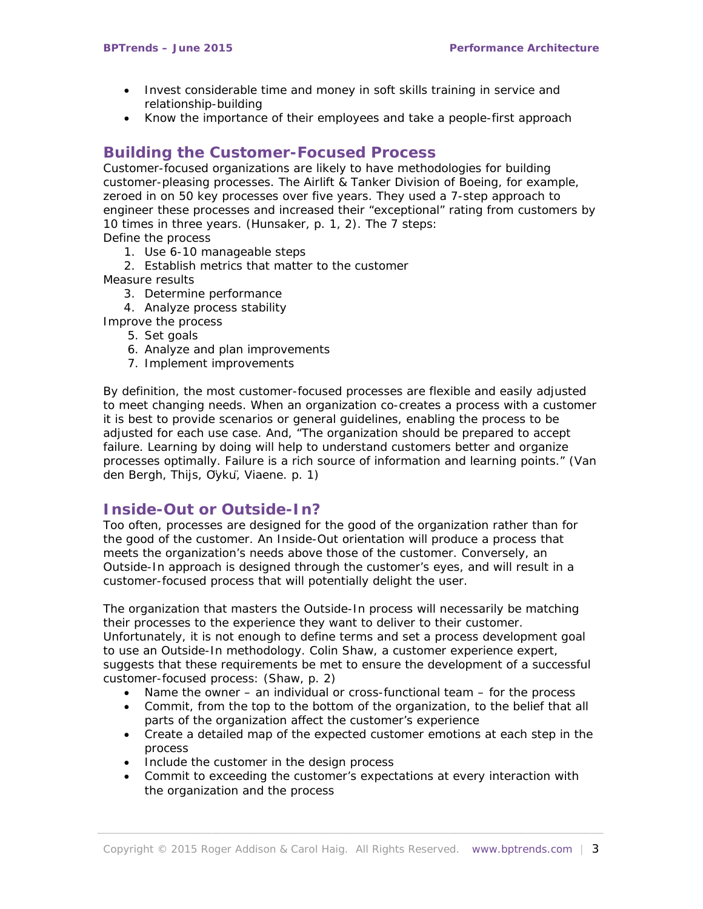- Invest considerable time and money in soft skills training in service and relationship-building
- Know the importance of their employees and take a people-first approach

## Building the Customer-Focused Process

Customer-focused organizations are likely to have methodologies for building customer-pleasing processes. The Airlift & Tanker Division of Boeing, for example, zeroed in on 50 key processes over five years. They used a 7-step approach to engineer these processes and increased their "exceptional" rating from customers by 10 times in three years. (Hunsaker, p. 1, 2). The 7 steps:

Define the process

1. Use 6-10 manageable steps
2. Establish metrics that matter to the customer

Measure results

3. Determine performance
4. Analyze process stability

Improve the process

5. Set goals
6. Analyze and plan improvements
7. Implement improvements

By definition, the most customer-focused processes are flexible and easily adjusted to meet changing needs. When an organization co-creates a process with a customer it is best to provide scenarios or general guidelines, enabling the process to be adjusted for each use case. And, "The organization should be prepared to accept failure. Learning by doing will help to understand customers better and organize processes optimally. Failure is a rich source of information and learning points." (Van den Bergh, Thijs, Öykü, Viaene. p. 1)

## Inside-Out or Outside-In?

Too often, processes are designed for the good of the organization rather than for the good of the customer. An Inside-Out orientation will produce a process that meets the organization's needs above those of the customer. Conversely, an Outside-In approach is designed through the customer's eyes, and will result in a customer-focused process that will potentially delight the user.

The organization that masters the Outside-In process will necessarily be matching their processes to the experience they want to deliver to their customer. Unfortunately, it is not enough to define terms and set a process development goal to use an Outside-In methodology. Colin Shaw, a customer experience expert, suggests that these requirements be met to ensure the development of a successful customer-focused process: (Shaw, p. 2)

- Name the owner – an individual or cross-functional team – for the process
- Commit, from the top to the bottom of the organization, to the belief that all parts of the organization affect the customer's experience
- Create a detailed map of the expected customer emotions at each step in the process
- Include the customer in the design process
- Commit to exceeding the customer's expectations at every interaction with the organization and the process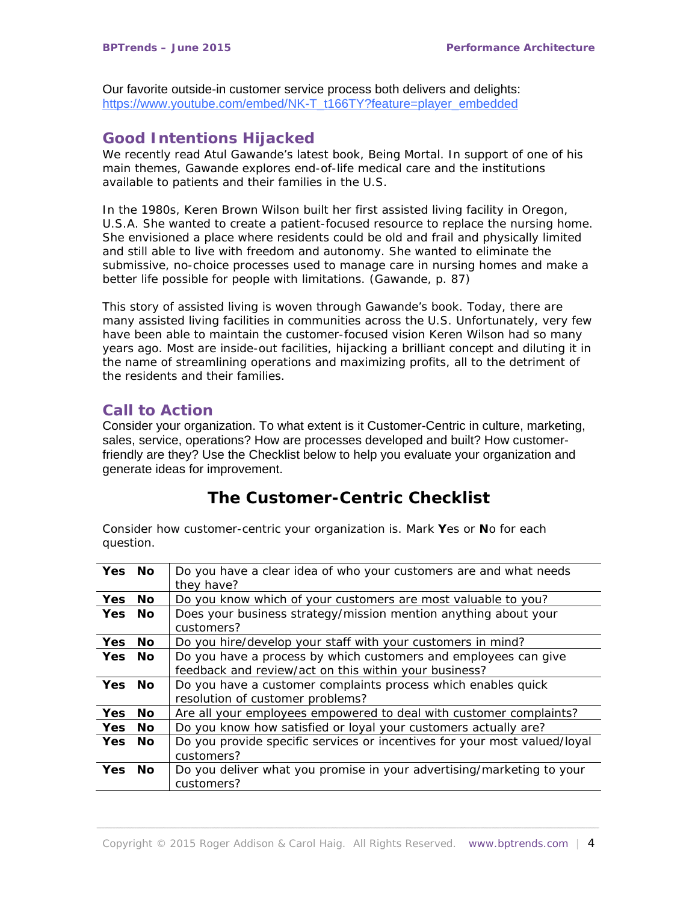Our favorite outside-in customer service process both delivers and delights: https://www.youtube.com/embed/NK-T_t166TY?feature=player_embedded

## Good Intentions Hijacked

We recently read Atul Gawande's latest book, Being Mortal. In support of one of his main themes, Gawande explores end-of-life medical care and the institutions available to patients and their families in the U.S.

In the 1980s, Keren Brown Wilson built her first assisted living facility in Oregon, U.S.A. She wanted to create a patient-focused resource to replace the nursing home. She envisioned a place where residents could be old and frail and physically limited and still able to live with freedom and autonomy. She wanted to eliminate the submissive, no-choice processes used to manage care in nursing homes and make a better life possible for people with limitations. (Gawande, p. 87)

This story of assisted living is woven through Gawande's book. Today, there are many assisted living facilities in communities across the U.S. Unfortunately, very few have been able to maintain the customer-focused vision Keren Wilson had so many years ago. Most are inside-out facilities, hijacking a brilliant concept and diluting it in the name of streamlining operations and maximizing profits, all to the detriment of the residents and their families.

## Call to Action

Consider your organization. To what extent is it Customer-Centric in culture, marketing, sales, service, operations? How are processes developed and built? How customer-friendly are they? Use the Checklist below to help you evaluate your organization and generate ideas for improvement.

## The Customer-Centric Checklist

Consider how customer-centric your organization is. Mark **Y**es or **N**o for each question.

| | | |
|---|---|---|
| **Yes** | **No** | Do you have a clear idea of who your customers are and what needs they have? |
| **Yes** | **No** | Do you know which of your customers are most valuable to you? |
| **Yes** | **No** | Does your business strategy/mission mention anything about your customers? |
| **Yes** | **No** | Do you hire/develop your staff with your customers in mind? |
| **Yes** | **No** | Do you have a process by which customers and employees can give feedback and review/act on this within your business? |
| **Yes** | **No** | Do you have a customer complaints process which enables quick resolution of customer problems? |
| **Yes** | **No** | Are all your employees empowered to deal with customer complaints? |
| **Yes** | **No** | Do you know how satisfied or loyal your customers actually are? |
| **Yes** | **No** | Do you provide specific services or incentives for your most valued/loyal customers? |
| **Yes** | **No** | Do you deliver what you promise in your advertising/marketing to your customers? |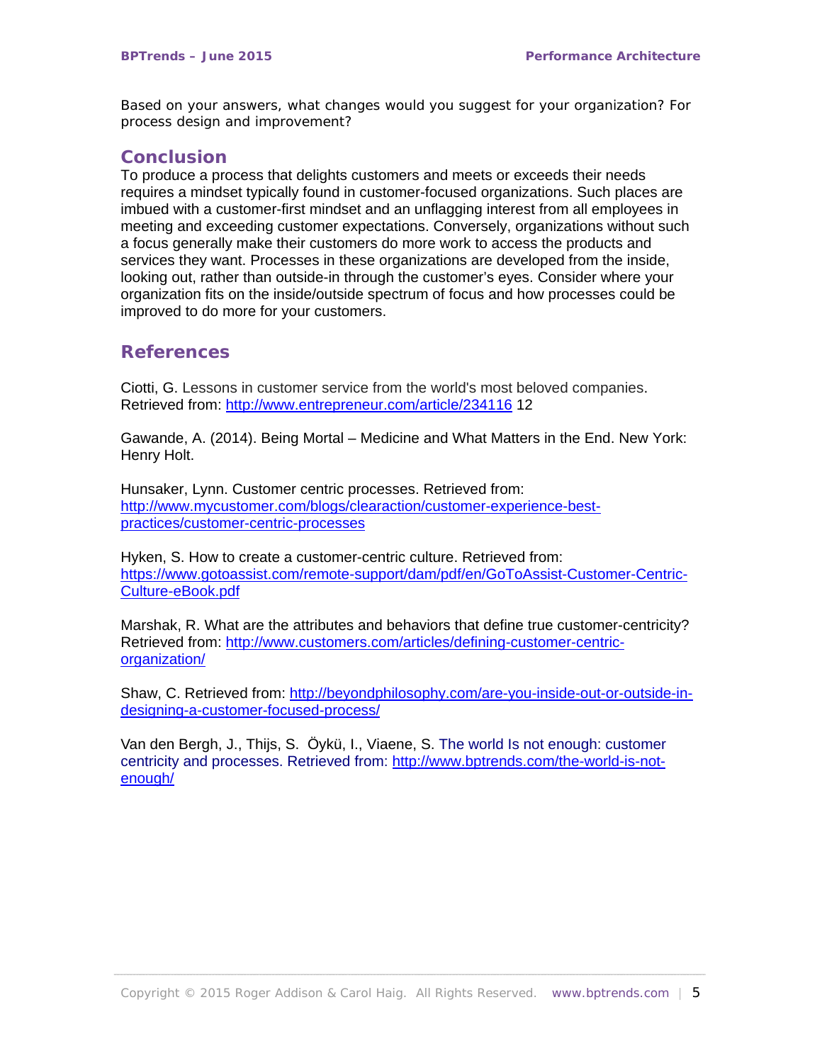Based on your answers, what changes would you suggest for your organization? For process design and improvement?

## Conclusion

To produce a process that delights customers and meets or exceeds their needs requires a mindset typically found in customer-focused organizations. Such places are imbued with a customer-first mindset and an unflagging interest from all employees in meeting and exceeding customer expectations. Conversely, organizations without such a focus generally make their customers do more work to access the products and services they want. Processes in these organizations are developed from the inside, looking out, rather than outside-in through the customer's eyes. Consider where your organization fits on the inside/outside spectrum of focus and how processes could be improved to do more for your customers.

## References

Ciotti, G. Lessons in customer service from the world's most beloved companies. Retrieved from: http://www.entrepreneur.com/article/234116 12

Gawande, A. (2014). Being Mortal – Medicine and What Matters in the End. New York: Henry Holt.

Hunsaker, Lynn. Customer centric processes. Retrieved from: http://www.mycustomer.com/blogs/clearaction/customer-experience-best-practices/customer-centric-processes

Hyken, S. How to create a customer-centric culture. Retrieved from: https://www.gotoassist.com/remote-support/dam/pdf/en/GoToAssist-Customer-Centric-Culture-eBook.pdf

Marshak, R. What are the attributes and behaviors that define true customer-centricity? Retrieved from: http://www.customers.com/articles/defining-customer-centric-organization/

Shaw, C. Retrieved from: http://beyondphilosophy.com/are-you-inside-out-or-outside-in-designing-a-customer-focused-process/

Van den Bergh, J., Thijs, S. Öykü, I., Viaene, S. The world Is not enough: customer centricity and processes. Retrieved from: http://www.bptrends.com/the-world-is-not-enough/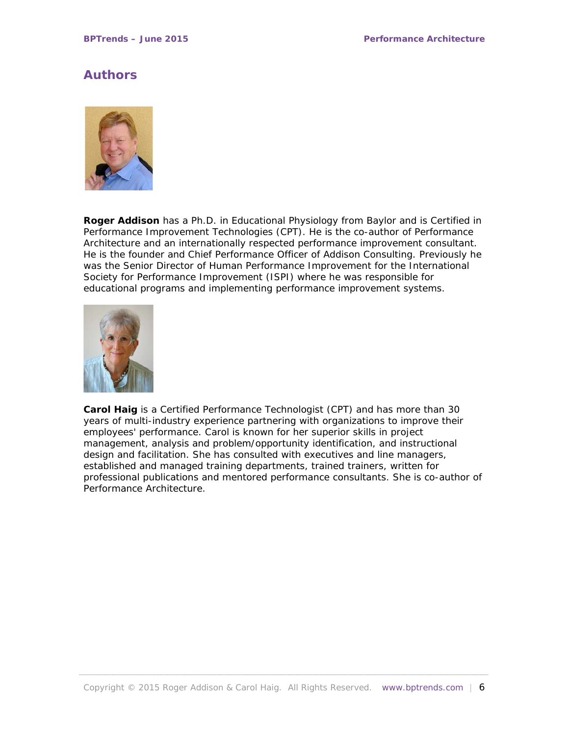## Authors

**Roger Addison** has a Ph.D. in Educational Physiology from Baylor and is Certified in Performance Improvement Technologies (CPT). He is the co-author of Performance Architecture and an internationally respected performance improvement consultant. He is the founder and Chief Performance Officer of Addison Consulting. Previously he was the Senior Director of Human Performance Improvement for the International Society for Performance Improvement (ISPI) where he was responsible for educational programs and implementing performance improvement systems.

**Carol Haig** is a Certified Performance Technologist (CPT) and has more than 30 years of multi-industry experience partnering with organizations to improve their employees' performance. Carol is known for her superior skills in project management, analysis and problem/opportunity identification, and instructional design and facilitation. She has consulted with executives and line managers, established and managed training departments, trained trainers, written for professional publications and mentored performance consultants. She is co-author of Performance Architecture.